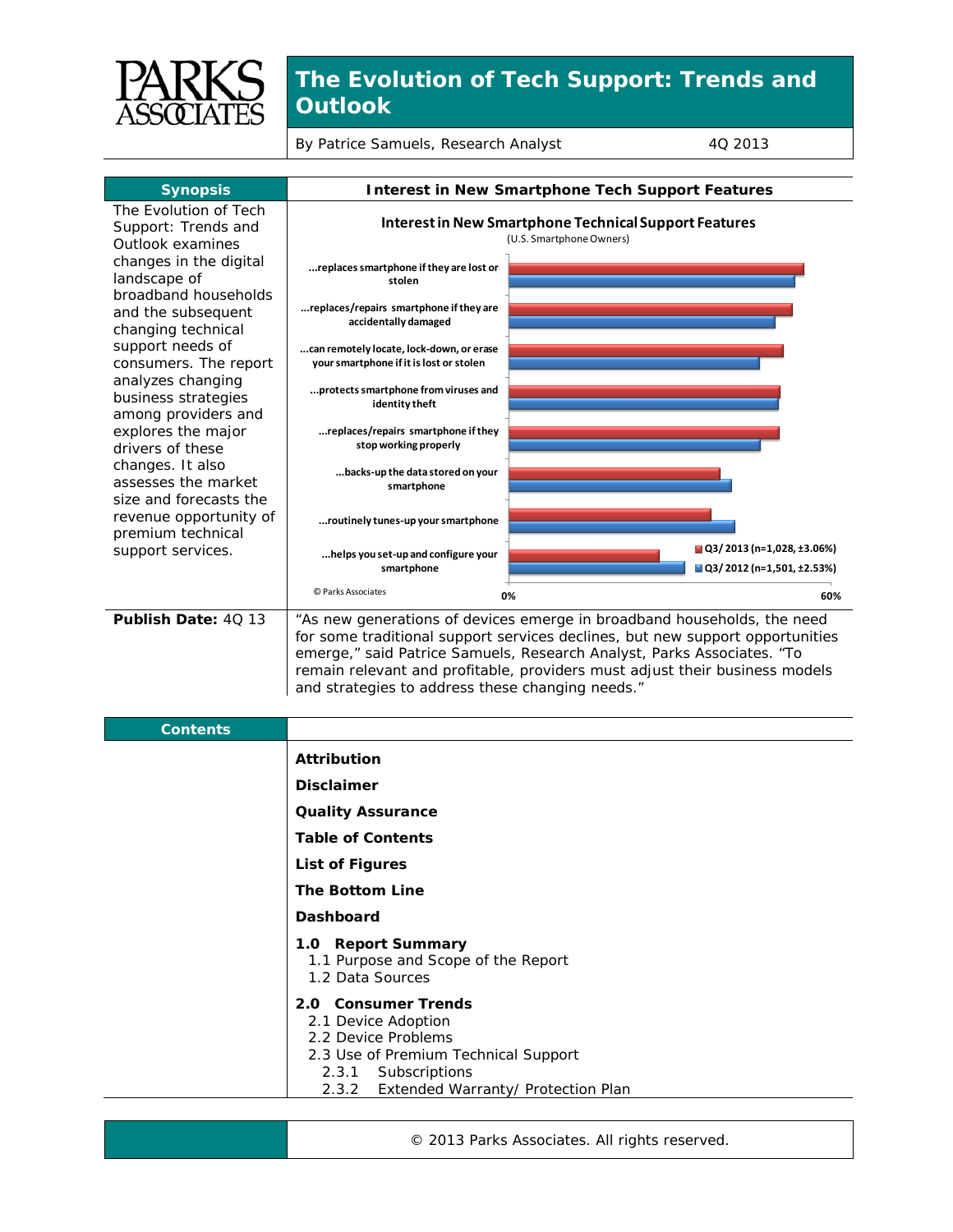# The Evolution of Tech Support: Trends and Outlook

By Patrice Samuels, Research Analyst — 4Q 2013

## Synopsis

The Evolution of Tech Support: Trends and Outlook examines changes in the digital landscape of broadband households and the subsequent changing technical support needs of consumers. The report analyzes changing business strategies among providers and explores the major drivers of these changes. It also assesses the market size and forecasts the revenue opportunity of premium technical support services.

## Interest in New Smartphone Tech Support Features

**Interest in New Smartphone Technical Support Features**
(U.S. Smartphone Owners)

Legend: Q3/2013 (n=1,028, ±3.06%); Q3/2012 (n=1,501, ±2.53%)

Axis: 0% – 60%

- ...replaces smartphone if they are lost or stolen
- ...replaces/repairs smartphone if they are accidentally damaged
- ...can remotely locate, lock-down, or erase your smartphone if it is lost or stolen
- ...protects smartphone from viruses and identity theft
- ...replaces/repairs smartphone if they stop working properly
- ...backs-up the data stored on your smartphone
- ...routinely tunes-up your smartphone
- ...helps you set-up and configure your smartphone

© Parks Associates

**Publish Date:** 4Q 13

"As new generations of devices emerge in broadband households, the need for some traditional support services declines, but new support opportunities emerge," said Patrice Samuels, Research Analyst, Parks Associates. "To remain relevant and profitable, providers must adjust their business models and strategies to address these changing needs."

## Contents

**Attribution**

**Disclaimer**

**Quality Assurance**

**Table of Contents**

**List of Figures**

**The Bottom Line**

**Dashboard**

**1.0 Report Summary**
- 1.1 Purpose and Scope of the Report
- 1.2 Data Sources

**2.0 Consumer Trends**
- 2.1 Device Adoption
- 2.2 Device Problems
- 2.3 Use of Premium Technical Support
  - 2.3.1 Subscriptions
  - 2.3.2 Extended Warranty/ Protection Plan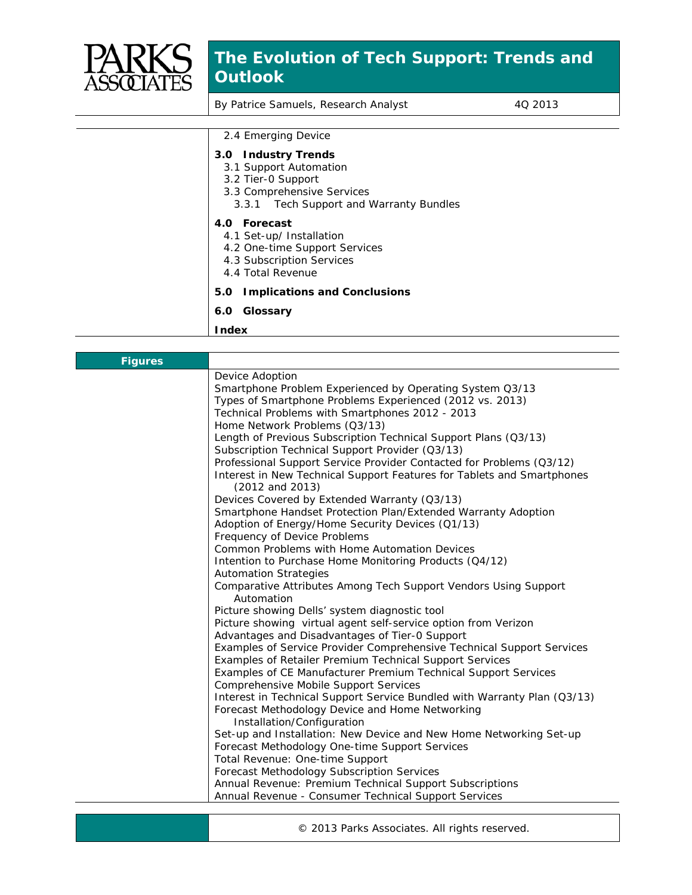2.4 Emerging Device

**3.0 Industry Trends**

- 3.1 Support Automation
- 3.2 Tier-0 Support
- 3.3 Comprehensive Services
  - 3.3.1 Tech Support and Warranty Bundles

**4.0 Forecast**

- 4.1 Set-up/ Installation
- 4.2 One-time Support Services
- 4.3 Subscription Services
- 4.4 Total Revenue

**5.0 Implications and Conclusions**

**6.0 Glossary**

**Index**

## Figures

- Device Adoption
- Smartphone Problem Experienced by Operating System Q3/13
- Types of Smartphone Problems Experienced (2012 vs. 2013)
- Technical Problems with Smartphones 2012 - 2013
- Home Network Problems (Q3/13)
- Length of Previous Subscription Technical Support Plans (Q3/13)
- Subscription Technical Support Provider (Q3/13)
- Professional Support Service Provider Contacted for Problems (Q3/12)
- Interest in New Technical Support Features for Tablets and Smartphones (2012 and 2013)
- Devices Covered by Extended Warranty (Q3/13)
- Smartphone Handset Protection Plan/Extended Warranty Adoption
- Adoption of Energy/Home Security Devices (Q1/13)
- Frequency of Device Problems
- Common Problems with Home Automation Devices
- Intention to Purchase Home Monitoring Products (Q4/12)
- Automation Strategies
- Comparative Attributes Among Tech Support Vendors Using Support Automation
- Picture showing Dells' system diagnostic tool
- Picture showing virtual agent self-service option from Verizon
- Advantages and Disadvantages of Tier-0 Support
- Examples of Service Provider Comprehensive Technical Support Services
- Examples of Retailer Premium Technical Support Services
- Examples of CE Manufacturer Premium Technical Support Services
- Comprehensive Mobile Support Services
- Interest in Technical Support Service Bundled with Warranty Plan (Q3/13)
- Forecast Methodology Device and Home Networking Installation/Configuration
- Set-up and Installation: New Device and New Home Networking Set-up
- Forecast Methodology One-time Support Services
- Total Revenue: One-time Support
- Forecast Methodology Subscription Services
- Annual Revenue: Premium Technical Support Subscriptions
- Annual Revenue - Consumer Technical Support Services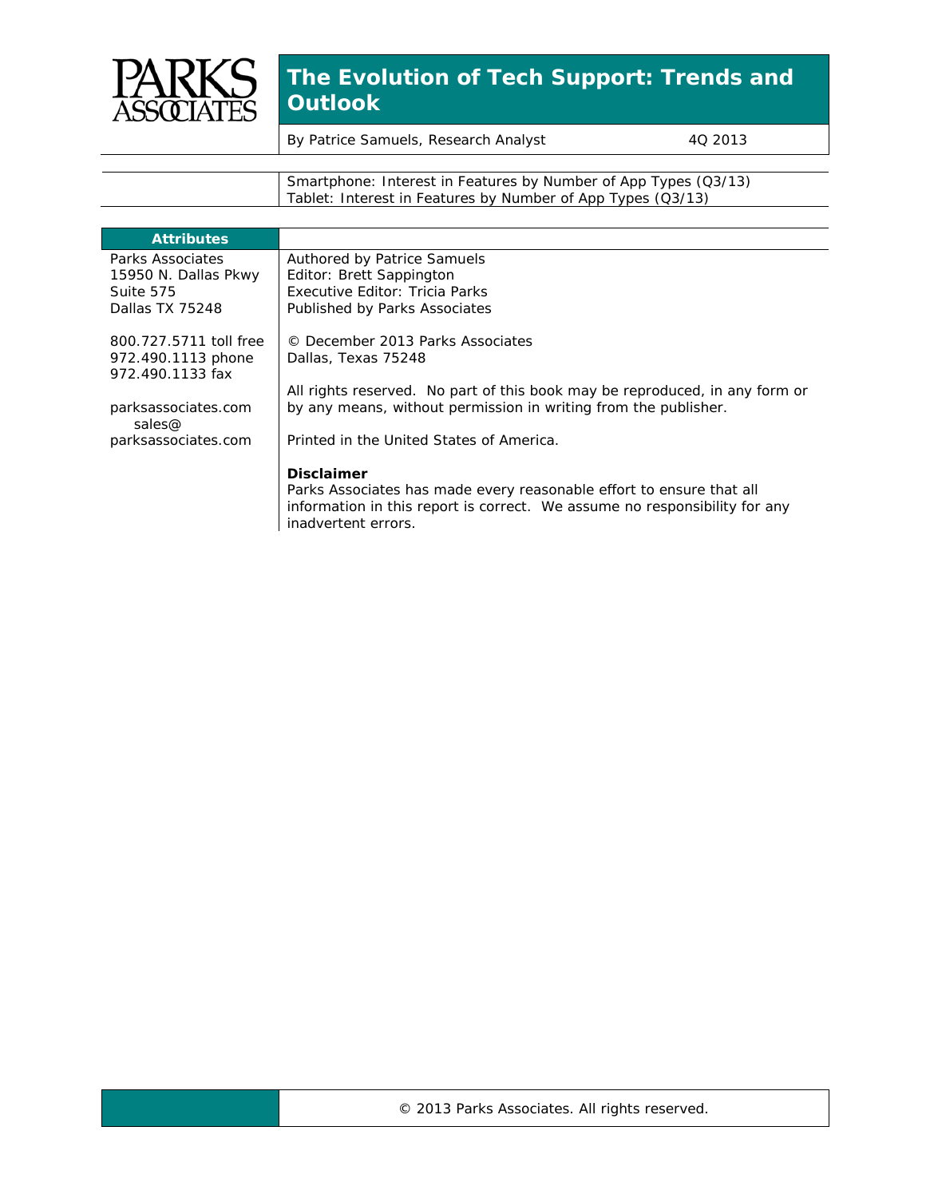PARKS ASSOCIATES

# The Evolution of Tech Support: Trends and Outlook

By Patrice Samuels, Research Analyst 4Q 2013

Smartphone: Interest in Features by Number of App Types (Q3/13)
Tablet: Interest in Features by Number of App Types (Q3/13)

| Attributes | |
|---|---|
| Parks Associates<br>15950 N. Dallas Pkwy<br>Suite 575<br>Dallas TX 75248 | Authored by Patrice Samuels<br>Editor: Brett Sappington<br>Executive Editor: Tricia Parks<br>Published by Parks Associates |
| 800.727.5711 toll free<br>972.490.1113 phone<br>972.490.1133 fax | © December 2013 Parks Associates<br>Dallas, Texas 75248 |
| parksassociates.com<br>sales@<br>parksassociates.com | All rights reserved. No part of this book may be reproduced, in any form or by any means, without permission in writing from the publisher.<br><br>Printed in the United States of America. |
| | **Disclaimer**<br>Parks Associates has made every reasonable effort to ensure that all information in this report is correct. We assume no responsibility for any inadvertent errors. |

© 2013 Parks Associates. All rights reserved.